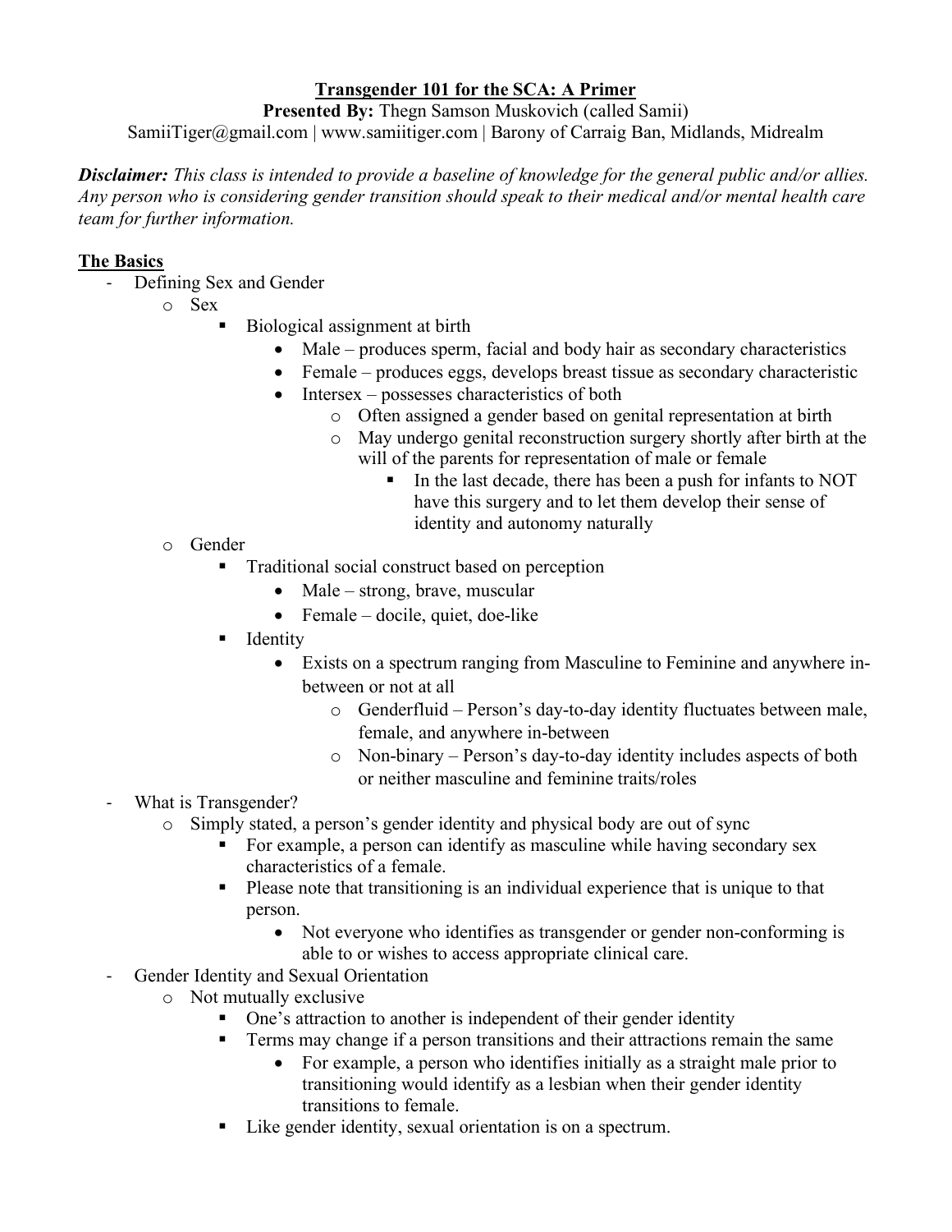**Transgender 101 for the SCA: A Primer**

**Presented By:** Thegn Samson Muskovich (called Samii)

SamiiTiger@gmail.com | www.samiitiger.com | Barony of Carraig Ban, Midlands, Midrealm

***Disclaimer:*** *This class is intended to provide a baseline of knowledge for the general public and/or allies. Any person who is considering gender transition should speak to their medical and/or mental health care team for further information.*

## The Basics

- Defining Sex and Gender
  - Sex
    - Biological assignment at birth
      - Male – produces sperm, facial and body hair as secondary characteristics
      - Female – produces eggs, develops breast tissue as secondary characteristic
      - Intersex – possesses characteristics of both
        - Often assigned a gender based on genital representation at birth
        - May undergo genital reconstruction surgery shortly after birth at the will of the parents for representation of male or female
          - In the last decade, there has been a push for infants to NOT have this surgery and to let them develop their sense of identity and autonomy naturally
  - Gender
    - Traditional social construct based on perception
      - Male – strong, brave, muscular
      - Female – docile, quiet, doe-like
    - Identity
      - Exists on a spectrum ranging from Masculine to Feminine and anywhere in-between or not at all
        - Genderfluid – Person's day-to-day identity fluctuates between male, female, and anywhere in-between
        - Non-binary – Person's day-to-day identity includes aspects of both or neither masculine and feminine traits/roles
- What is Transgender?
  - Simply stated, a person's gender identity and physical body are out of sync
    - For example, a person can identify as masculine while having secondary sex characteristics of a female.
    - Please note that transitioning is an individual experience that is unique to that person.
      - Not everyone who identifies as transgender or gender non-conforming is able to or wishes to access appropriate clinical care.
- Gender Identity and Sexual Orientation
  - Not mutually exclusive
    - One's attraction to another is independent of their gender identity
    - Terms may change if a person transitions and their attractions remain the same
      - For example, a person who identifies initially as a straight male prior to transitioning would identify as a lesbian when their gender identity transitions to female.
    - Like gender identity, sexual orientation is on a spectrum.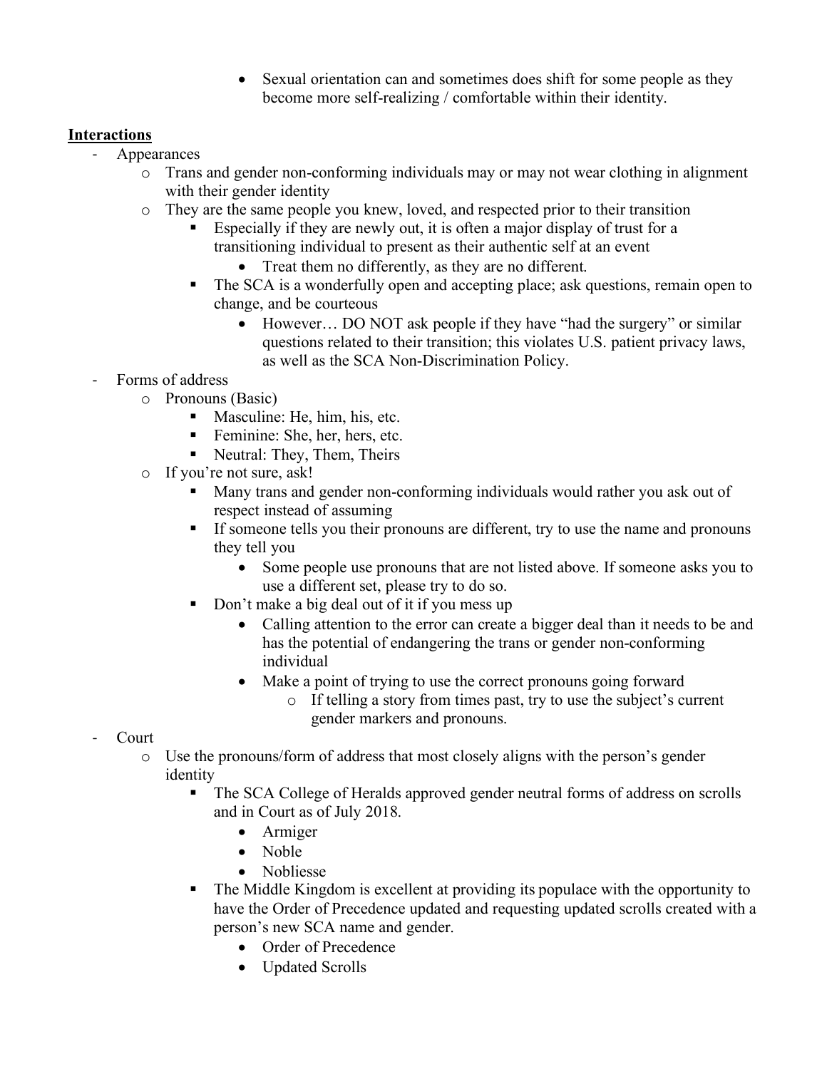- Sexual orientation can and sometimes does shift for some people as they become more self-realizing / comfortable within their identity.

**<u>Interactions</u>**

- Appearances
  - Trans and gender non-conforming individuals may or may not wear clothing in alignment with their gender identity
  - They are the same people you knew, loved, and respected prior to their transition
    - Especially if they are newly out, it is often a major display of trust for a transitioning individual to present as their authentic self at an event
      - Treat them no differently, as they are no different.
    - The SCA is a wonderfully open and accepting place; ask questions, remain open to change, and be courteous
      - However… DO NOT ask people if they have "had the surgery" or similar questions related to their transition; this violates U.S. patient privacy laws, as well as the SCA Non-Discrimination Policy.
- Forms of address
  - Pronouns (Basic)
    - Masculine: He, him, his, etc.
    - Feminine: She, her, hers, etc.
    - Neutral: They, Them, Theirs
  - If you're not sure, ask!
    - Many trans and gender non-conforming individuals would rather you ask out of respect instead of assuming
    - If someone tells you their pronouns are different, try to use the name and pronouns they tell you
      - Some people use pronouns that are not listed above. If someone asks you to use a different set, please try to do so.
    - Don't make a big deal out of it if you mess up
      - Calling attention to the error can create a bigger deal than it needs to be and has the potential of endangering the trans or gender non-conforming individual
      - Make a point of trying to use the correct pronouns going forward
        - If telling a story from times past, try to use the subject's current gender markers and pronouns.
- Court
  - Use the pronouns/form of address that most closely aligns with the person's gender identity
    - The SCA College of Heralds approved gender neutral forms of address on scrolls and in Court as of July 2018.
      - Armiger
      - Noble
      - Nobliesse
    - The Middle Kingdom is excellent at providing its populace with the opportunity to have the Order of Precedence updated and requesting updated scrolls created with a person's new SCA name and gender.
      - Order of Precedence
      - Updated Scrolls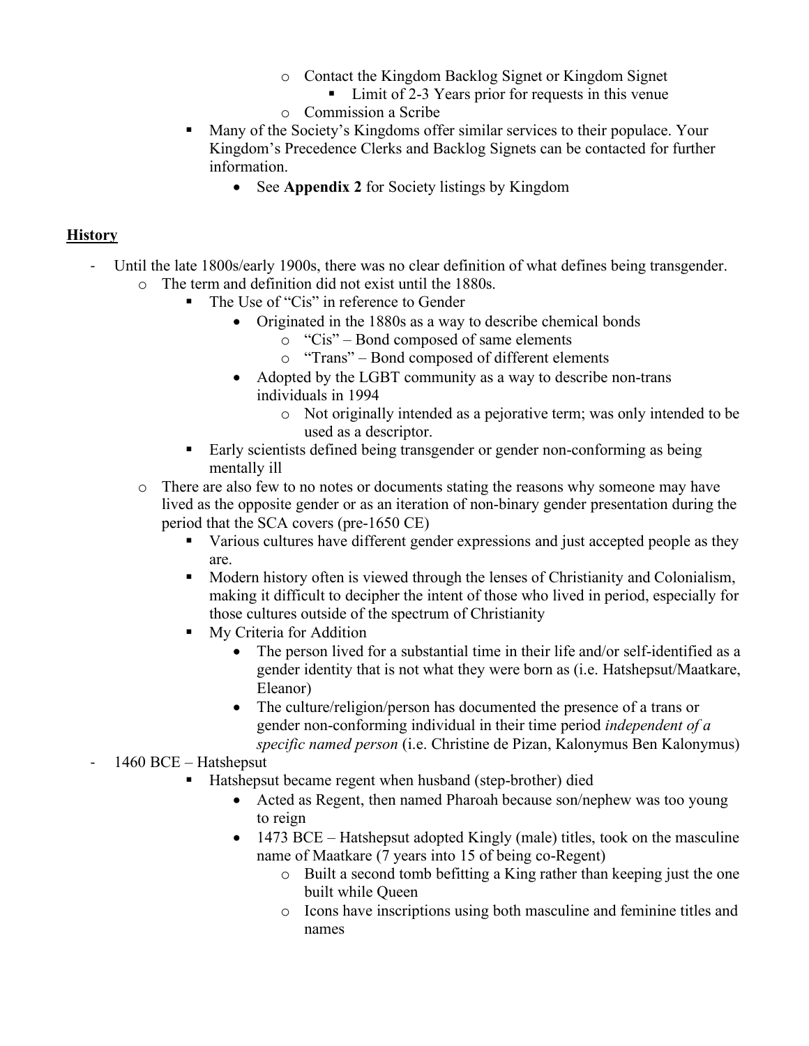- Contact the Kingdom Backlog Signet or Kingdom Signet
  - Limit of 2-3 Years prior for requests in this venue
- Commission a Scribe
  - Many of the Society's Kingdoms offer similar services to their populace. Your Kingdom's Precedence Clerks and Backlog Signets can be contacted for further information.
    - See **Appendix 2** for Society listings by Kingdom

## **History**

- Until the late 1800s/early 1900s, there was no clear definition of what defines being transgender.
  - The term and definition did not exist until the 1880s.
    - The Use of "Cis" in reference to Gender
      - Originated in the 1880s as a way to describe chemical bonds
        - "Cis" – Bond composed of same elements
        - "Trans" – Bond composed of different elements
      - Adopted by the LGBT community as a way to describe non-trans individuals in 1994
        - Not originally intended as a pejorative term; was only intended to be used as a descriptor.
    - Early scientists defined being transgender or gender non-conforming as being mentally ill
  - There are also few to no notes or documents stating the reasons why someone may have lived as the opposite gender or as an iteration of non-binary gender presentation during the period that the SCA covers (pre-1650 CE)
    - Various cultures have different gender expressions and just accepted people as they are.
    - Modern history often is viewed through the lenses of Christianity and Colonialism, making it difficult to decipher the intent of those who lived in period, especially for those cultures outside of the spectrum of Christianity
    - My Criteria for Addition
      - The person lived for a substantial time in their life and/or self-identified as a gender identity that is not what they were born as (i.e. Hatshepsut/Maatkare, Eleanor)
      - The culture/religion/person has documented the presence of a trans or gender non-conforming individual in their time period *independent of a specific named person* (i.e. Christine de Pizan, Kalonymus Ben Kalonymus)
- 1460 BCE – Hatshepsut
  - Hatshepsut became regent when husband (step-brother) died
    - Acted as Regent, then named Pharoah because son/nephew was too young to reign
    - 1473 BCE – Hatshepsut adopted Kingly (male) titles, took on the masculine name of Maatkare (7 years into 15 of being co-Regent)
      - Built a second tomb befitting a King rather than keeping just the one built while Queen
      - Icons have inscriptions using both masculine and feminine titles and names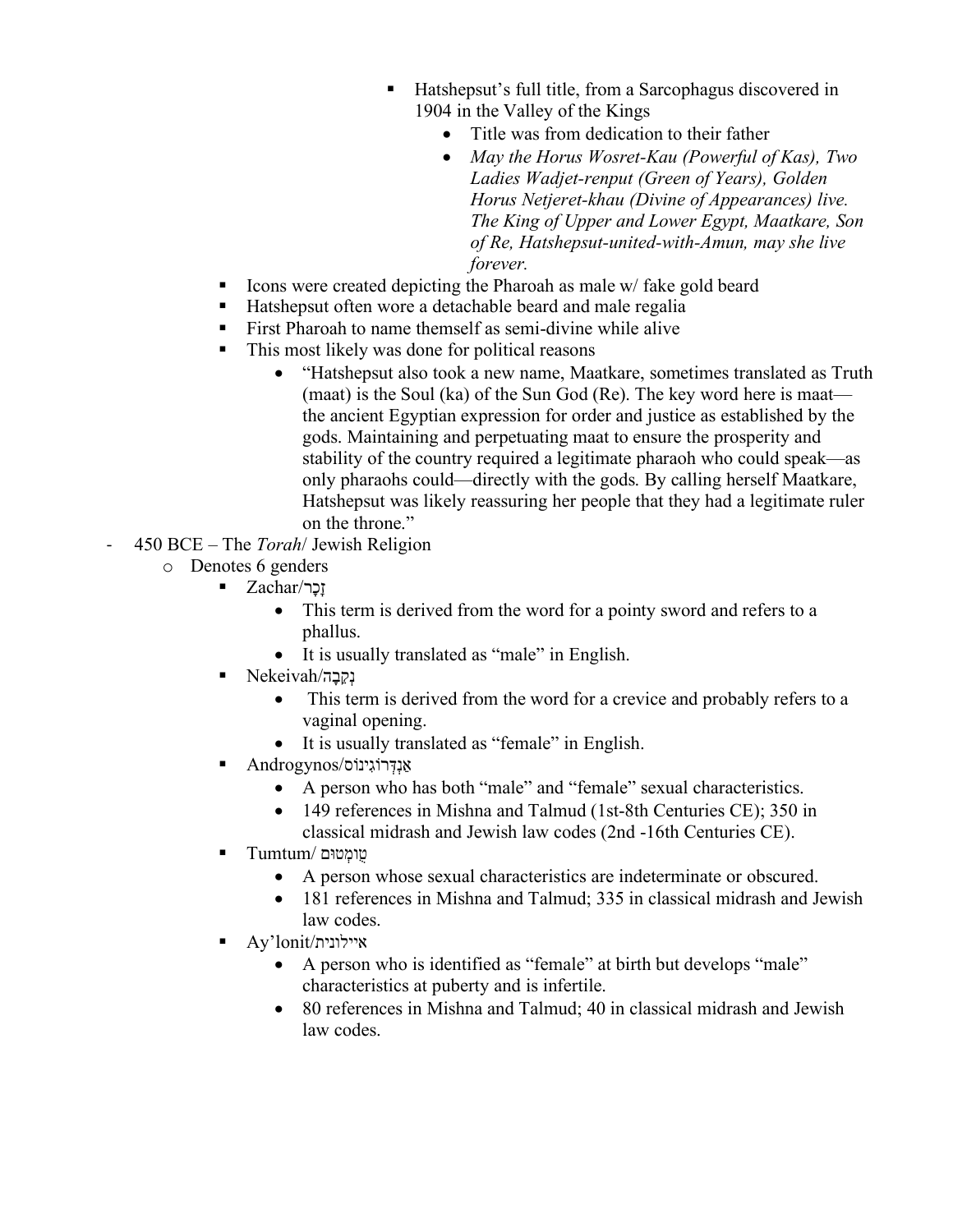- Hatshepsut's full title, from a Sarcophagus discovered in 1904 in the Valley of the Kings
            - Title was from dedication to their father
            - *May the Horus Wosret-Kau (Powerful of Kas), Two Ladies Wadjet-renput (Green of Years), Golden Horus Netjeret-khau (Divine of Appearances) live. The King of Upper and Lower Egypt, Maatkare, Son of Re, Hatshepsut-united-with-Amun, may she live forever.*
    - Icons were created depicting the Pharoah as male w/ fake gold beard
    - Hatshepsut often wore a detachable beard and male regalia
    - First Pharoah to name themself as semi-divine while alive
    - This most likely was done for political reasons
        - "Hatshepsut also took a new name, Maatkare, sometimes translated as Truth (maat) is the Soul (ka) of the Sun God (Re). The key word here is maat—the ancient Egyptian expression for order and justice as established by the gods. Maintaining and perpetuating maat to ensure the prosperity and stability of the country required a legitimate pharaoh who could speak—as only pharaohs could—directly with the gods. By calling herself Maatkare, Hatshepsut was likely reassuring her people that they had a legitimate ruler on the throne."

- 450 BCE – The *Torah*/ Jewish Religion
    - Denotes 6 genders
        - Zachar/זָכָר
            - This term is derived from the word for a pointy sword and refers to a phallus.
            - It is usually translated as "male" in English.
        - Nekeivah/נְקֵבָה
            - This term is derived from the word for a crevice and probably refers to a vaginal opening.
            - It is usually translated as "female" in English.
        - Androgynos/אַנְדְּרוֹגִינוֹס
            - A person who has both "male" and "female" sexual characteristics.
            - 149 references in Mishna and Talmud (1st-8th Centuries CE); 350 in classical midrash and Jewish law codes (2nd -16th Centuries CE).
        - Tumtum/ טֻומְטוּם
            - A person whose sexual characteristics are indeterminate or obscured.
            - 181 references in Mishna and Talmud; 335 in classical midrash and Jewish law codes.
        - Ay'lonit/איילונית
            - A person who is identified as "female" at birth but develops "male" characteristics at puberty and is infertile.
            - 80 references in Mishna and Talmud; 40 in classical midrash and Jewish law codes.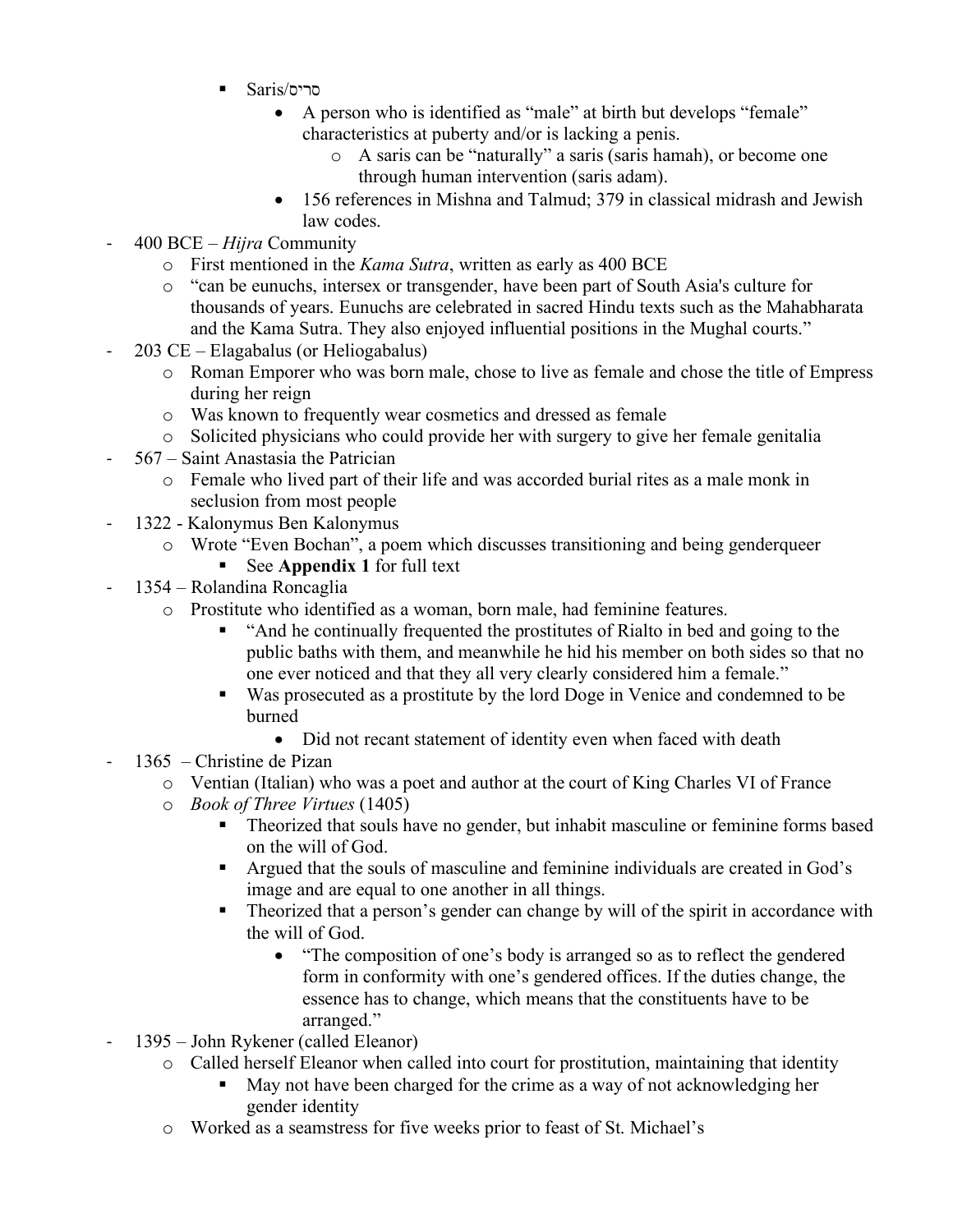- Saris/סריס
  - A person who is identified as "male" at birth but develops "female" characteristics at puberty and/or is lacking a penis.
    - A saris can be "naturally" a saris (saris hamah), or become one through human intervention (saris adam).
  - 156 references in Mishna and Talmud; 379 in classical midrash and Jewish law codes.

- 400 BCE – *Hijra* Community
  - First mentioned in the *Kama Sutra*, written as early as 400 BCE
  - "can be eunuchs, intersex or transgender, have been part of South Asia's culture for thousands of years. Eunuchs are celebrated in sacred Hindu texts such as the Mahabharata and the Kama Sutra. They also enjoyed influential positions in the Mughal courts."
- 203 CE – Elagabalus (or Heliogabalus)
  - Roman Emporer who was born male, chose to live as female and chose the title of Empress during her reign
  - Was known to frequently wear cosmetics and dressed as female
  - Solicited physicians who could provide her with surgery to give her female genitalia
- 567 – Saint Anastasia the Patrician
  - Female who lived part of their life and was accorded burial rites as a male monk in seclusion from most people
- 1322 - Kalonymus Ben Kalonymus
  - Wrote "Even Bochan", a poem which discusses transitioning and being genderqueer
    - See **Appendix 1** for full text
- 1354 – Rolandina Roncaglia
  - Prostitute who identified as a woman, born male, had feminine features.
    - "And he continually frequented the prostitutes of Rialto in bed and going to the public baths with them, and meanwhile he hid his member on both sides so that no one ever noticed and that they all very clearly considered him a female."
    - Was prosecuted as a prostitute by the lord Doge in Venice and condemned to be burned
      - Did not recant statement of identity even when faced with death
- 1365 – Christine de Pizan
  - Ventian (Italian) who was a poet and author at the court of King Charles VI of France
  - *Book of Three Virtues* (1405)
    - Theorized that souls have no gender, but inhabit masculine or feminine forms based on the will of God.
    - Argued that the souls of masculine and feminine individuals are created in God's image and are equal to one another in all things.
    - Theorized that a person's gender can change by will of the spirit in accordance with the will of God.
      - "The composition of one's body is arranged so as to reflect the gendered form in conformity with one's gendered offices. If the duties change, the essence has to change, which means that the constituents have to be arranged."
- 1395 – John Rykener (called Eleanor)
  - Called herself Eleanor when called into court for prostitution, maintaining that identity
    - May not have been charged for the crime as a way of not acknowledging her gender identity
  - Worked as a seamstress for five weeks prior to feast of St. Michael's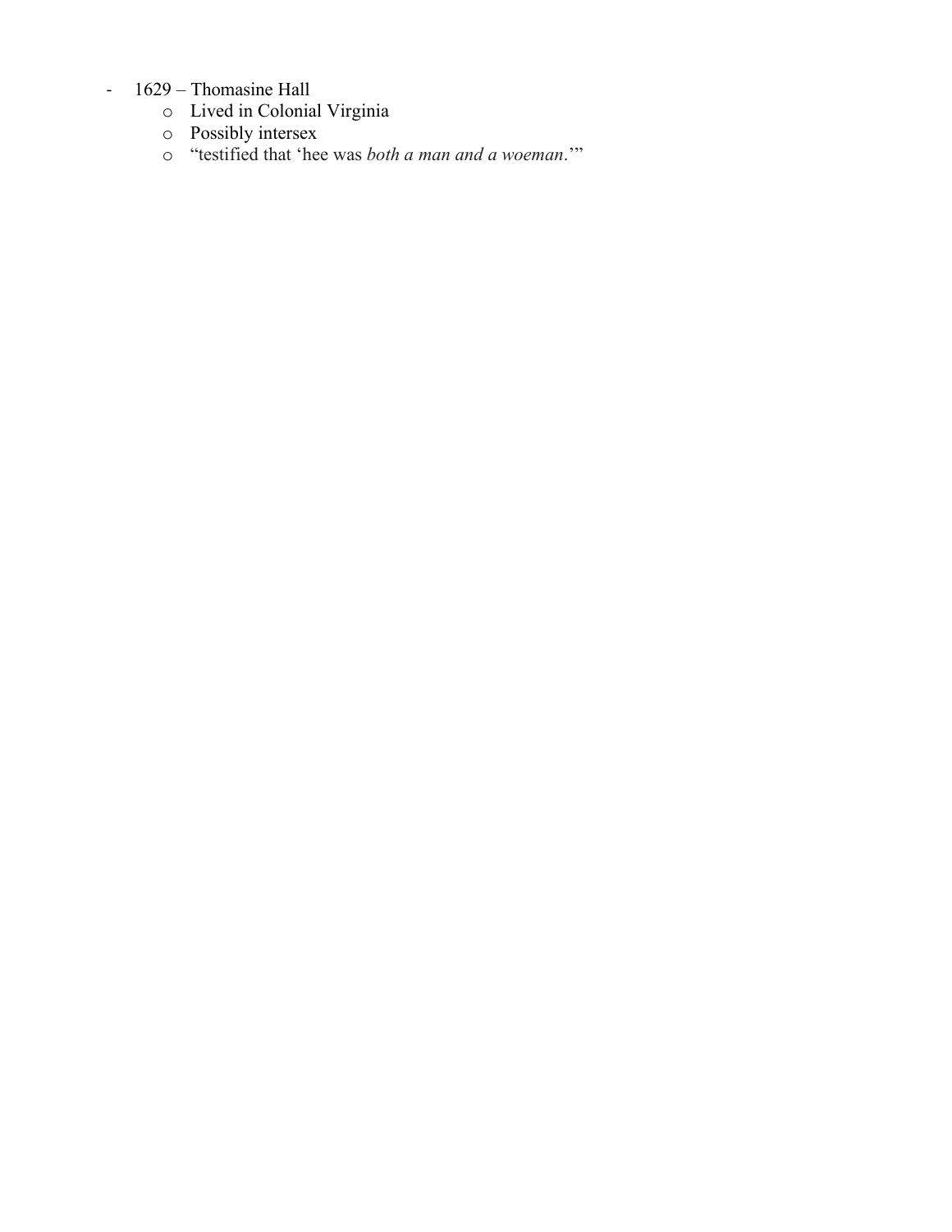- 1629 – Thomasine Hall
  - Lived in Colonial Virginia
  - Possibly intersex
  - "testified that 'hee was *both a man and a woeman*.'"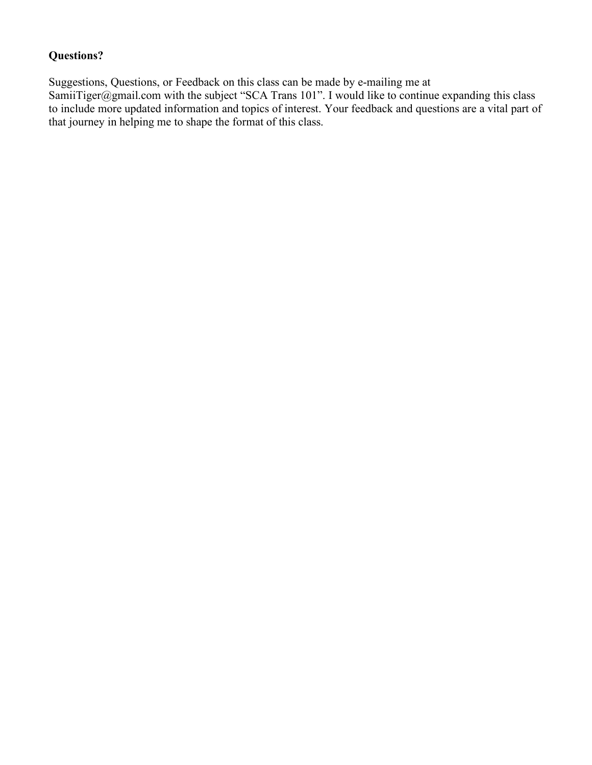**Questions?**

Suggestions, Questions, or Feedback on this class can be made by e-mailing me at SamiiTiger@gmail.com with the subject "SCA Trans 101". I would like to continue expanding this class to include more updated information and topics of interest. Your feedback and questions are a vital part of that journey in helping me to shape the format of this class.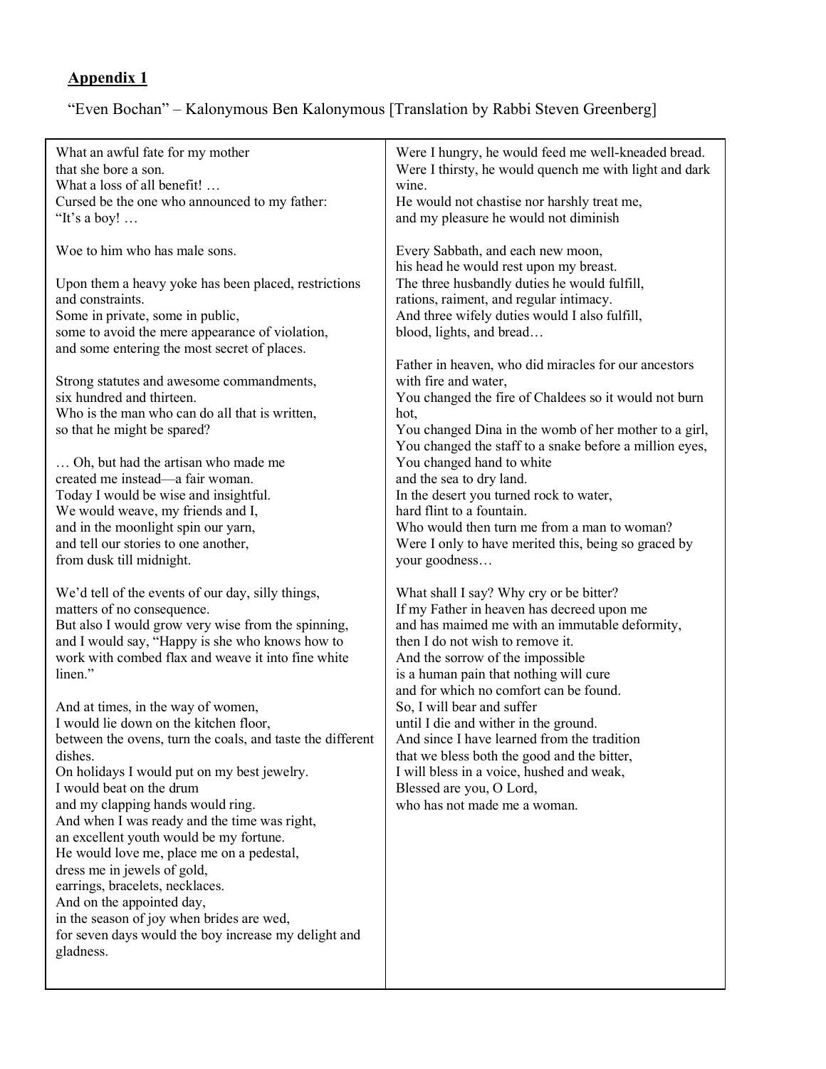**<u>Appendix 1</u>**

"Even Bochan" – Kalonymous Ben Kalonymous [Translation by Rabbi Steven Greenberg]

What an awful fate for my mother  
that she bore a son.  
What a loss of all benefit! …  
Cursed be the one who announced to my father:  
"It's a boy! …

Woe to him who has male sons.

Upon them a heavy yoke has been placed, restrictions and constraints.  
Some in private, some in public,  
some to avoid the mere appearance of violation,  
and some entering the most secret of places.

Strong statutes and awesome commandments,  
six hundred and thirteen.  
Who is the man who can do all that is written,  
so that he might be spared?

… Oh, but had the artisan who made me  
created me instead—a fair woman.  
Today I would be wise and insightful.  
We would weave, my friends and I,  
and in the moonlight spin our yarn,  
and tell our stories to one another,  
from dusk till midnight.

We'd tell of the events of our day, silly things,  
matters of no consequence.  
But also I would grow very wise from the spinning,  
and I would say, "Happy is she who knows how to work with combed flax and weave it into fine white linen."

And at times, in the way of women,  
I would lie down on the kitchen floor,  
between the ovens, turn the coals, and taste the different dishes.  
On holidays I would put on my best jewelry.  
I would beat on the drum  
and my clapping hands would ring.  
And when I was ready and the time was right,  
an excellent youth would be my fortune.  
He would love me, place me on a pedestal,  
dress me in jewels of gold,  
earrings, bracelets, necklaces.  
And on the appointed day,  
in the season of joy when brides are wed,  
for seven days would the boy increase my delight and gladness.

Were I hungry, he would feed me well-kneaded bread.  
Were I thirsty, he would quench me with light and dark wine.  
He would not chastise nor harshly treat me,  
and my pleasure he would not diminish

Every Sabbath, and each new moon,  
his head he would rest upon my breast.  
The three husbandly duties he would fulfill,  
rations, raiment, and regular intimacy.  
And three wifely duties would I also fulfill,  
blood, lights, and bread…

Father in heaven, who did miracles for our ancestors with fire and water,  
You changed the fire of Chaldees so it would not burn hot,  
You changed Dina in the womb of her mother to a girl,  
You changed the staff to a snake before a million eyes,  
You changed hand to white  
and the sea to dry land.  
In the desert you turned rock to water,  
hard flint to a fountain.  
Who would then turn me from a man to woman?  
Were I only to have merited this, being so graced by your goodness…

What shall I say? Why cry or be bitter?  
If my Father in heaven has decreed upon me  
and has maimed me with an immutable deformity,  
then I do not wish to remove it.  
And the sorrow of the impossible  
is a human pain that nothing will cure  
and for which no comfort can be found.  
So, I will bear and suffer  
until I die and wither in the ground.  
And since I have learned from the tradition  
that we bless both the good and the bitter,  
I will bless in a voice, hushed and weak,  
Blessed are you, O Lord,  
who has not made me a woman.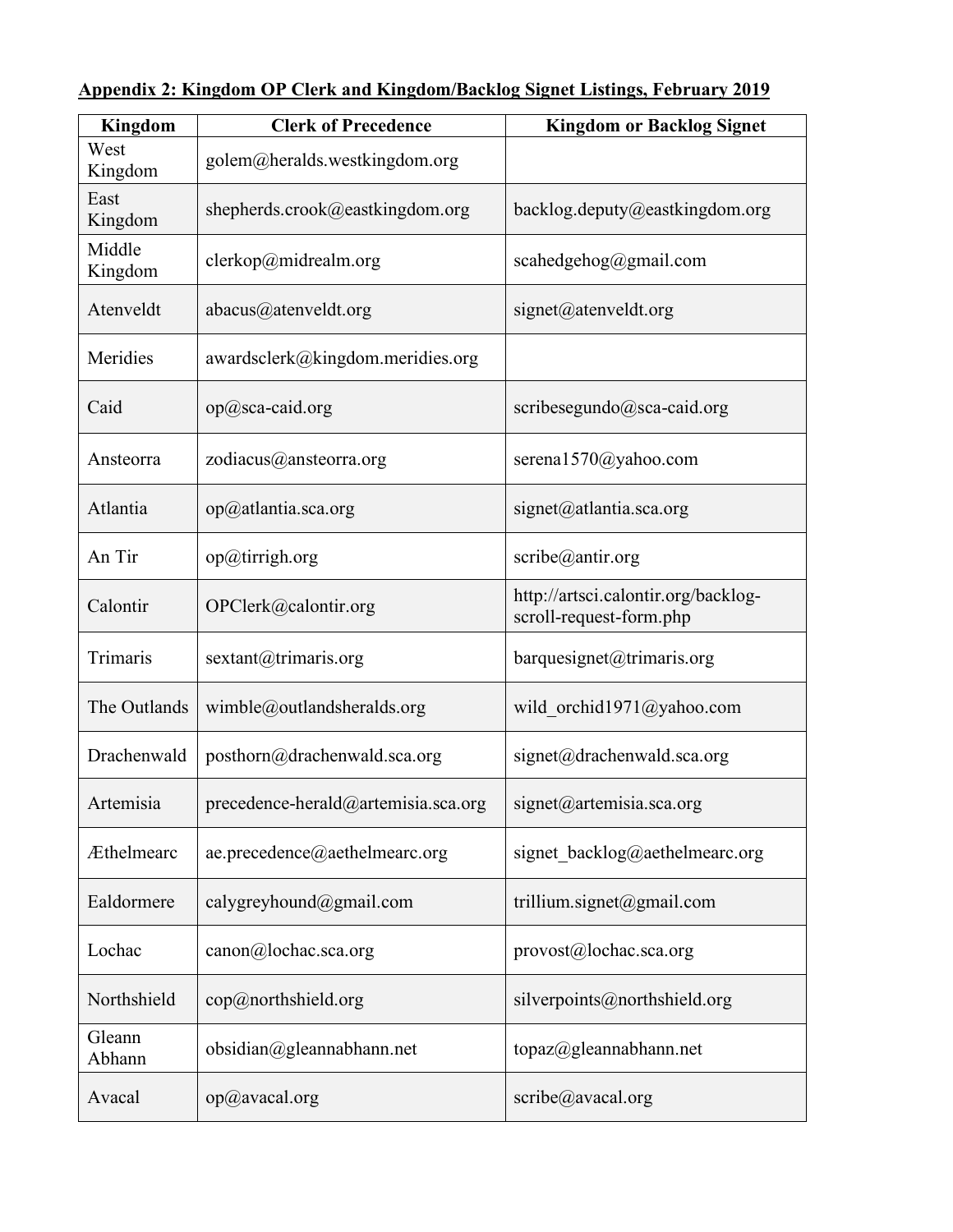**Appendix 2: Kingdom OP Clerk and Kingdom/Backlog Signet Listings, February 2019**

| Kingdom | Clerk of Precedence | Kingdom or Backlog Signet |
|---|---|---|
| West Kingdom | golem@heralds.westkingdom.org | |
| East Kingdom | shepherds.crook@eastkingdom.org | backlog.deputy@eastkingdom.org |
| Middle Kingdom | clerkop@midrealm.org | scahedgehog@gmail.com |
| Atenveldt | abacus@atenveldt.org | signet@atenveldt.org |
| Meridies | awardsclerk@kingdom.meridies.org | |
| Caid | op@sca-caid.org | scribesegundo@sca-caid.org |
| Ansteorra | zodiacus@ansteorra.org | serena1570@yahoo.com |
| Atlantia | op@atlantia.sca.org | signet@atlantia.sca.org |
| An Tir | op@tirrigh.org | scribe@antir.org |
| Calontir | OPClerk@calontir.org | http://artsci.calontir.org/backlog-scroll-request-form.php |
| Trimaris | sextant@trimaris.org | barquesignet@trimaris.org |
| The Outlands | wimble@outlandsheralds.org | wild_orchid1971@yahoo.com |
| Drachenwald | posthorn@drachenwald.sca.org | signet@drachenwald.sca.org |
| Artemisia | precedence-herald@artemisia.sca.org | signet@artemisia.sca.org |
| Æthelmearc | ae.precedence@aethelmearc.org | signet_backlog@aethelmearc.org |
| Ealdormere | calygreyhound@gmail.com | trillium.signet@gmail.com |
| Lochac | canon@lochac.sca.org | provost@lochac.sca.org |
| Northshield | cop@northshield.org | silverpoints@northshield.org |
| Gleann Abhann | obsidian@gleannabhann.net | topaz@gleannabhann.net |
| Avacal | op@avacal.org | scribe@avacal.org |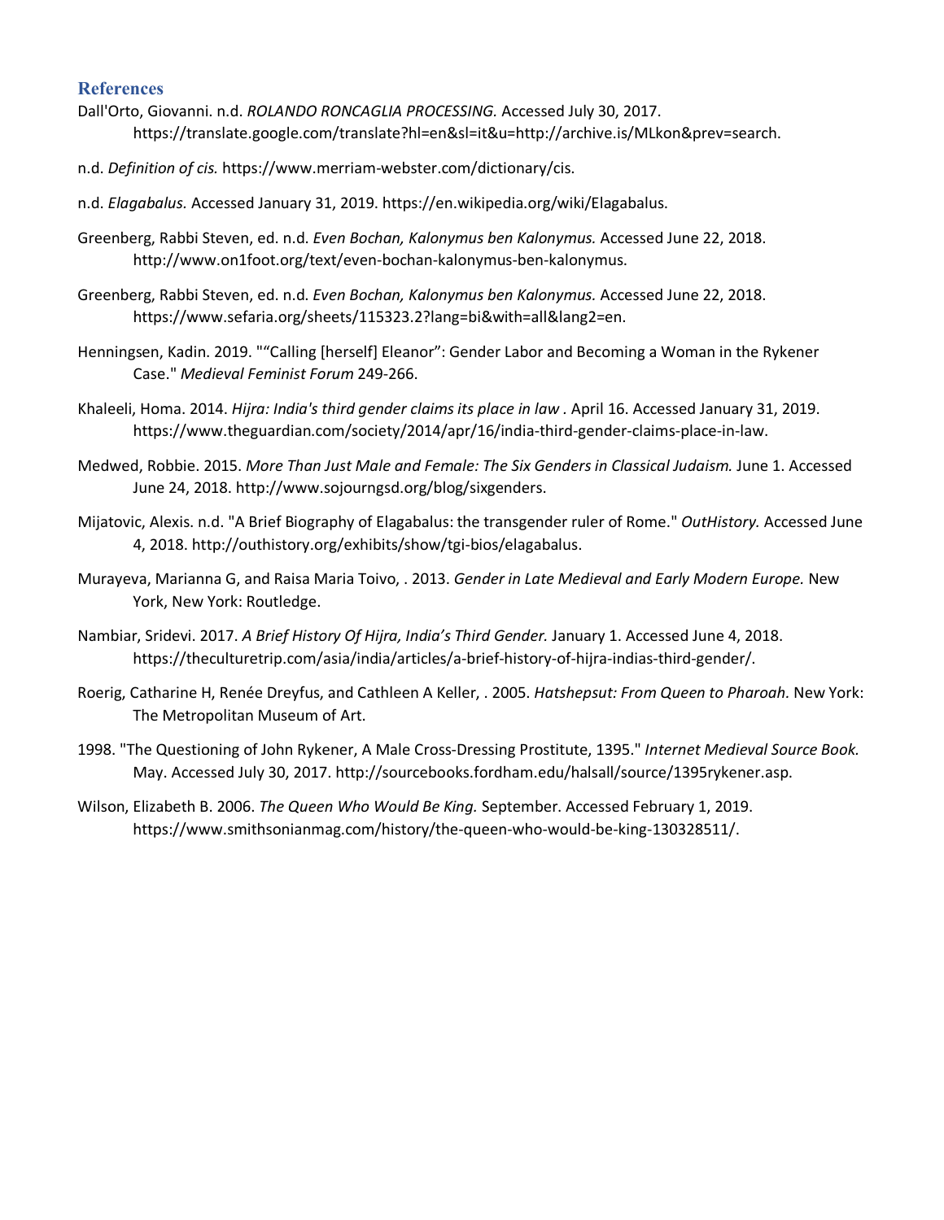## References

Dall'Orto, Giovanni. n.d. *ROLANDO RONCAGLIA PROCESSING.* Accessed July 30, 2017. https://translate.google.com/translate?hl=en&sl=it&u=http://archive.is/MLkon&prev=search.

n.d. *Definition of cis.* https://www.merriam-webster.com/dictionary/cis.

n.d. *Elagabalus.* Accessed January 31, 2019. https://en.wikipedia.org/wiki/Elagabalus.

Greenberg, Rabbi Steven, ed. n.d. *Even Bochan, Kalonymus ben Kalonymus.* Accessed June 22, 2018. http://www.on1foot.org/text/even-bochan-kalonymus-ben-kalonymus.

Greenberg, Rabbi Steven, ed. n.d. *Even Bochan, Kalonymus ben Kalonymus.* Accessed June 22, 2018. https://www.sefaria.org/sheets/115323.2?lang=bi&with=all&lang2=en.

Henningsen, Kadin. 2019. "“Calling [herself] Eleanor”: Gender Labor and Becoming a Woman in the Rykener Case." *Medieval Feminist Forum* 249-266.

Khaleeli, Homa. 2014. *Hijra: India's third gender claims its place in law* . April 16. Accessed January 31, 2019. https://www.theguardian.com/society/2014/apr/16/india-third-gender-claims-place-in-law.

Medwed, Robbie. 2015. *More Than Just Male and Female: The Six Genders in Classical Judaism.* June 1. Accessed June 24, 2018. http://www.sojourngsd.org/blog/sixgenders.

Mijatovic, Alexis. n.d. "A Brief Biography of Elagabalus: the transgender ruler of Rome." *OutHistory.* Accessed June 4, 2018. http://outhistory.org/exhibits/show/tgi-bios/elagabalus.

Murayeva, Marianna G, and Raisa Maria Toivo, . 2013. *Gender in Late Medieval and Early Modern Europe.* New York, New York: Routledge.

Nambiar, Sridevi. 2017. *A Brief History Of Hijra, India's Third Gender.* January 1. Accessed June 4, 2018. https://theculturetrip.com/asia/india/articles/a-brief-history-of-hijra-indias-third-gender/.

Roerig, Catharine H, Renée Dreyfus, and Cathleen A Keller, . 2005. *Hatshepsut: From Queen to Pharoah.* New York: The Metropolitan Museum of Art.

1998. "The Questioning of John Rykener, A Male Cross-Dressing Prostitute, 1395." *Internet Medieval Source Book.* May. Accessed July 30, 2017. http://sourcebooks.fordham.edu/halsall/source/1395rykener.asp.

Wilson, Elizabeth B. 2006. *The Queen Who Would Be King.* September. Accessed February 1, 2019. https://www.smithsonianmag.com/history/the-queen-who-would-be-king-130328511/.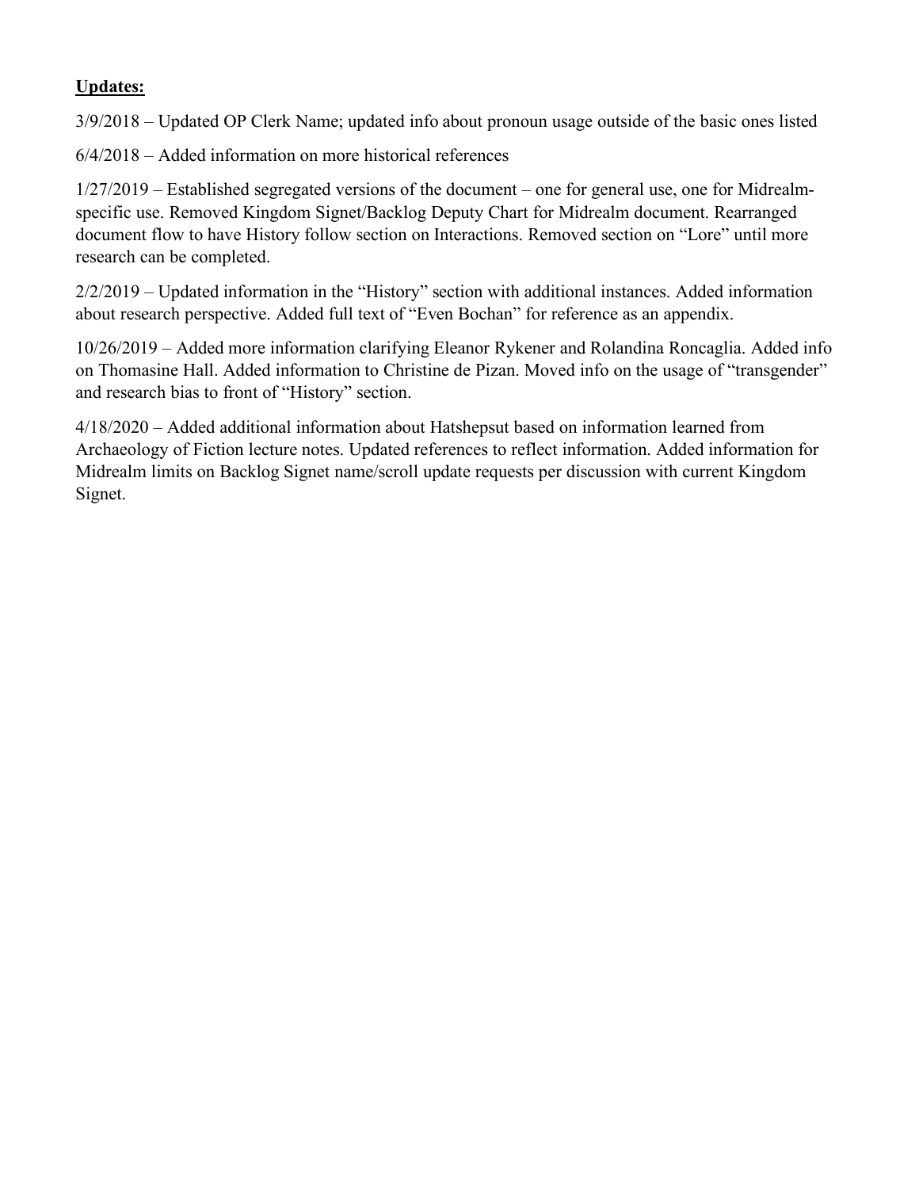**Updates:**

3/9/2018 – Updated OP Clerk Name; updated info about pronoun usage outside of the basic ones listed

6/4/2018 – Added information on more historical references

1/27/2019 – Established segregated versions of the document – one for general use, one for Midrealm-specific use. Removed Kingdom Signet/Backlog Deputy Chart for Midrealm document. Rearranged document flow to have History follow section on Interactions. Removed section on "Lore" until more research can be completed.

2/2/2019 – Updated information in the "History" section with additional instances. Added information about research perspective. Added full text of "Even Bochan" for reference as an appendix.

10/26/2019 – Added more information clarifying Eleanor Rykener and Rolandina Roncaglia. Added info on Thomasine Hall. Added information to Christine de Pizan. Moved info on the usage of "transgender" and research bias to front of "History" section.

4/18/2020 – Added additional information about Hatshepsut based on information learned from Archaeology of Fiction lecture notes. Updated references to reflect information. Added information for Midrealm limits on Backlog Signet name/scroll update requests per discussion with current Kingdom Signet.